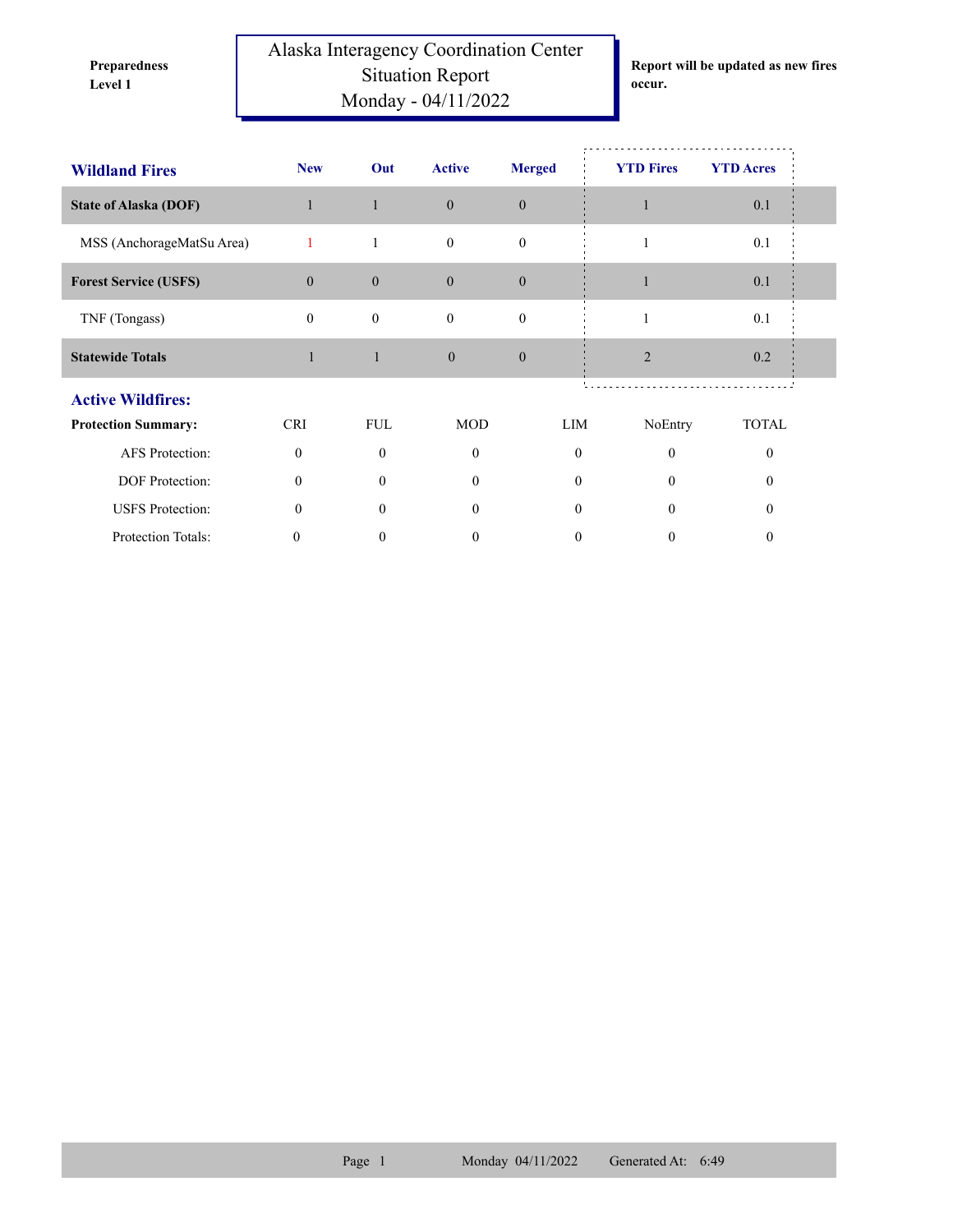Preparedness Level 1

# Alaska Interagency Coordination Center Situation Report Monday - 04/11/2022

**Report will be updated as new fires occur.**

| **Wildland Fires** | **New** | **Out** | **Active** | **Merged** | **YTD Fires** | **YTD Acres** |
|---|---|---|---|---|---|---|
| **State of Alaska (DOF)** | 1 | 1 | 0 | 0 | 1 | 0.1 |
| MSS (AnchorageMatSu Area) | 1 | 1 | 0 | 0 | 1 | 0.1 |
| **Forest Service (USFS)** | 0 | 0 | 0 | 0 | 1 | 0.1 |
| TNF (Tongass) | 0 | 0 | 0 | 0 | 1 | 0.1 |
| **Statewide Totals** | 1 | 1 | 0 | 0 | 2 | 0.2 |

## Active Wildfires:

| **Protection Summary:** | CRI | FUL | MOD | LIM | NoEntry | TOTAL |
|---|---|---|---|---|---|---|
| AFS Protection: | 0 | 0 | 0 | 0 | 0 | 0 |
| DOF Protection: | 0 | 0 | 0 | 0 | 0 | 0 |
| USFS Protection: | 0 | 0 | 0 | 0 | 0 | 0 |
| Protection Totals: | 0 | 0 | 0 | 0 | 0 | 0 |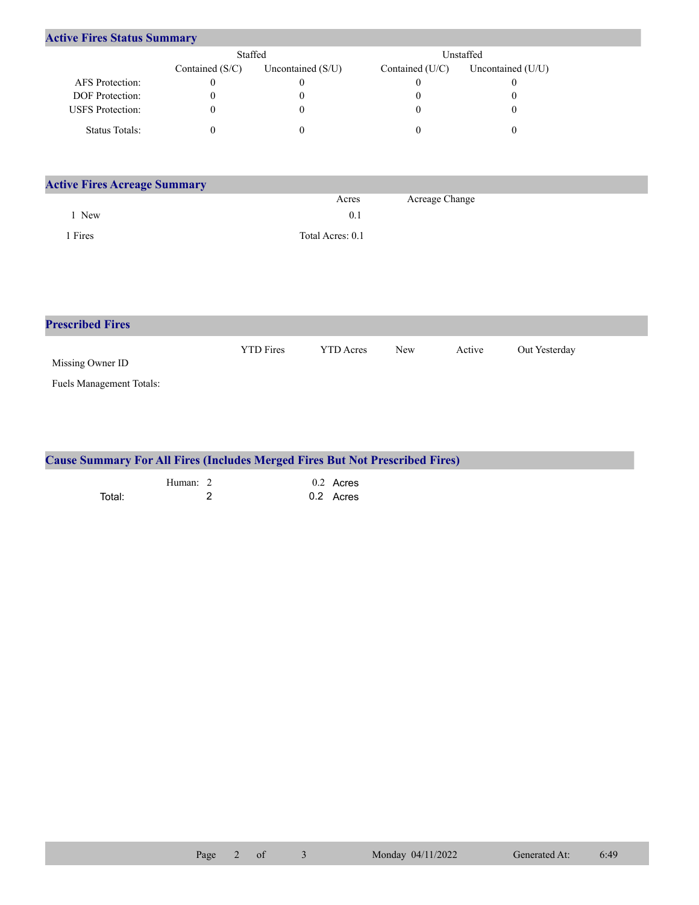## Active Fires Status Summary

| | Staffed | | Unstaffed | |
|---|---|---|---|---|
| | Contained (S/C) | Uncontained (S/U) | Contained (U/C) | Uncontained (U/U) |
| AFS Protection: | 0 | 0 | 0 | 0 |
| DOF Protection: | 0 | 0 | 0 | 0 |
| USFS Protection: | 0 | 0 | 0 | 0 |
| Status Totals: | 0 | 0 | 0 | 0 |

## Active Fires Acreage Summary

| | Acres | Acreage Change |
|---|---|---|
| 1 New | 0.1 | |
| 1 Fires | Total Acres: 0.1 | |

## Prescribed Fires

| | YTD Fires | YTD Acres | New | Active | Out Yesterday |
|---|---|---|---|---|---|
| Missing Owner ID | | | | | |
| Fuels Management Totals: | | | | | |

## Cause Summary For All Fires (Includes Merged Fires But Not Prescribed Fires)

| | | |
|---|---|---|
| Human: | 2 | 0.2 Acres |
| Total: | 2 | 0.2 Acres |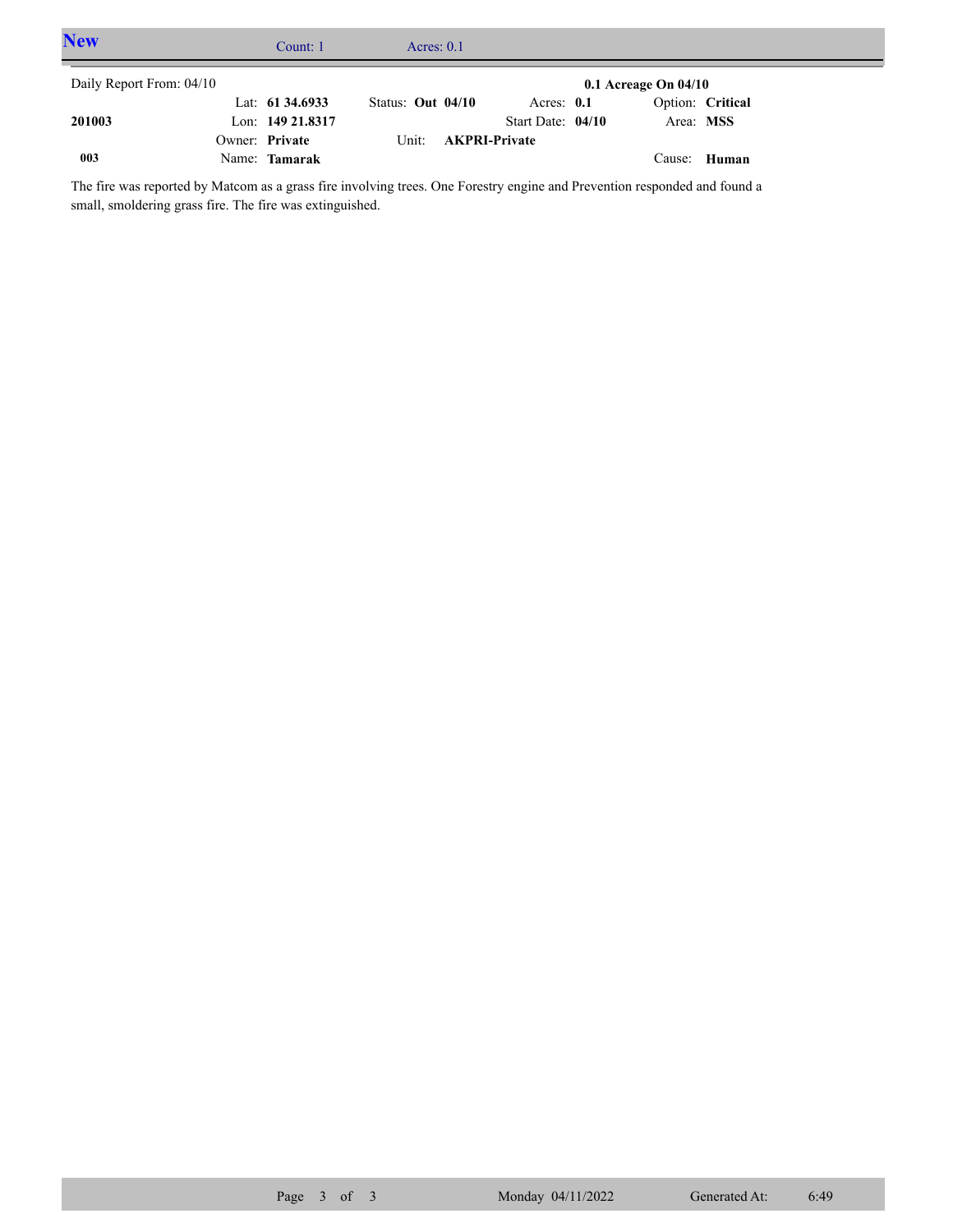## New

Count: 1 Acres: 0.1

Daily Report From: 04/10

**0.1 Acreage On 04/10**

| | | | | |
|---|---|---|---|---|
| | Lat: **61 34.6933** | Status: **Out 04/10** | Acres: **0.1** | Option: **Critical** |
| **201003** | Lon: **149 21.8317** | | Start Date: **04/10** | Area: **MSS** |
| | Owner: **Private** | Unit: **AKPRI-Private** | | |
| **003** | Name: **Tamarak** | | | Cause: **Human** |

The fire was reported by Matcom as a grass fire involving trees. One Forestry engine and Prevention responded and found a small, smoldering grass fire. The fire was extinguished.